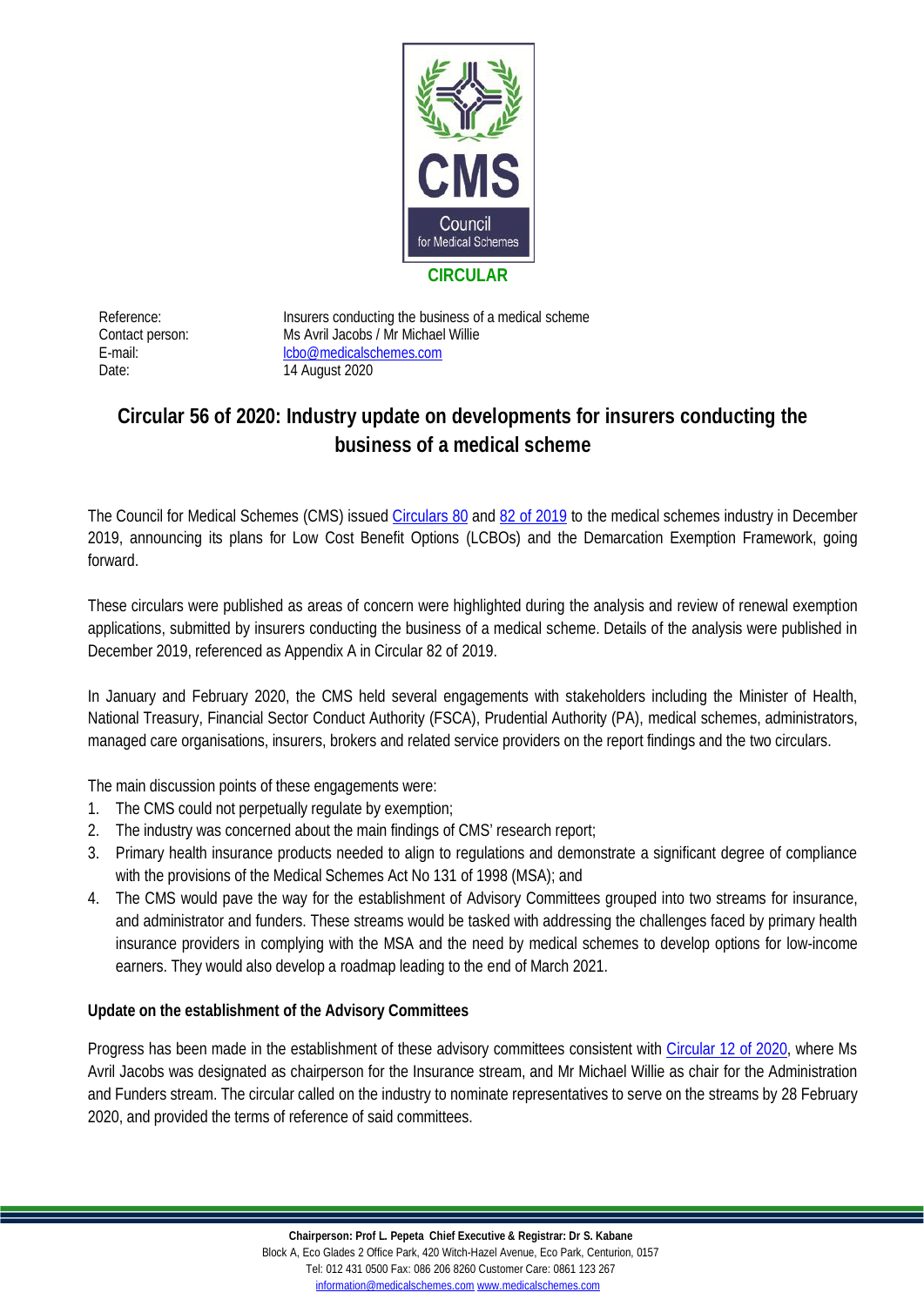**CIRCULAR**

| | |
|---|---|
| Reference: | Insurers conducting the business of a medical scheme |
| Contact person: | Ms Avril Jacobs / Mr Michael Willie |
| E-mail: | lcbo@medicalschemes.com |
| Date: | 14 August 2020 |

# Circular 56 of 2020: Industry update on developments for insurers conducting the business of a medical scheme

The Council for Medical Schemes (CMS) issued Circulars 80 and 82 of 2019 to the medical schemes industry in December 2019, announcing its plans for Low Cost Benefit Options (LCBOs) and the Demarcation Exemption Framework, going forward.

These circulars were published as areas of concern were highlighted during the analysis and review of renewal exemption applications, submitted by insurers conducting the business of a medical scheme. Details of the analysis were published in December 2019, referenced as Appendix A in Circular 82 of 2019.

In January and February 2020, the CMS held several engagements with stakeholders including the Minister of Health, National Treasury, Financial Sector Conduct Authority (FSCA), Prudential Authority (PA), medical schemes, administrators, managed care organisations, insurers, brokers and related service providers on the report findings and the two circulars.

The main discussion points of these engagements were:

1. The CMS could not perpetually regulate by exemption;
2. The industry was concerned about the main findings of CMS' research report;
3. Primary health insurance products needed to align to regulations and demonstrate a significant degree of compliance with the provisions of the Medical Schemes Act No 131 of 1998 (MSA); and
4. The CMS would pave the way for the establishment of Advisory Committees grouped into two streams for insurance, and administrator and funders. These streams would be tasked with addressing the challenges faced by primary health insurance providers in complying with the MSA and the need by medical schemes to develop options for low-income earners. They would also develop a roadmap leading to the end of March 2021.

### Update on the establishment of the Advisory Committees

Progress has been made in the establishment of these advisory committees consistent with Circular 12 of 2020, where Ms Avril Jacobs was designated as chairperson for the Insurance stream, and Mr Michael Willie as chair for the Administration and Funders stream. The circular called on the industry to nominate representatives to serve on the streams by 28 February 2020, and provided the terms of reference of said committees.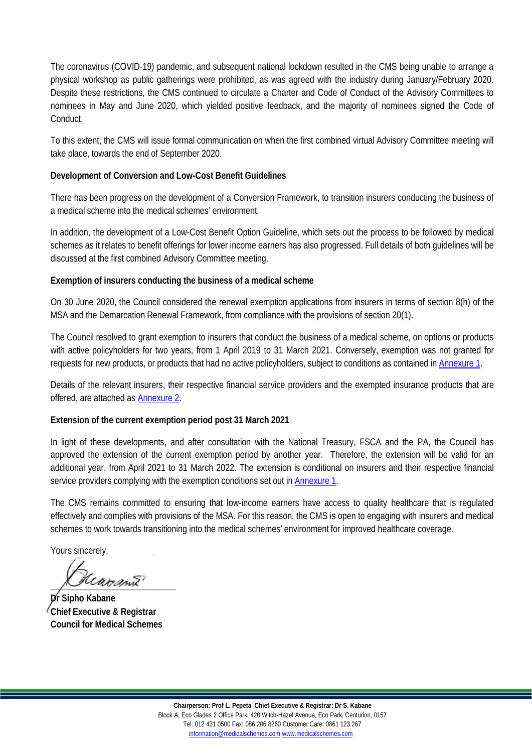The coronavirus (COVID-19) pandemic, and subsequent national lockdown resulted in the CMS being unable to arrange a physical workshop as public gatherings were prohibited, as was agreed with the industry during January/February 2020. Despite these restrictions, the CMS continued to circulate a Charter and Code of Conduct of the Advisory Committees to nominees in May and June 2020, which yielded positive feedback, and the majority of nominees signed the Code of Conduct.

To this extent, the CMS will issue formal communication on when the first combined virtual Advisory Committee meeting will take place, towards the end of September 2020.

**Development of Conversion and Low-Cost Benefit Guidelines**

There has been progress on the development of a Conversion Framework, to transition insurers conducting the business of a medical scheme into the medical schemes' environment.

In addition, the development of a Low-Cost Benefit Option Guideline, which sets out the process to be followed by medical schemes as it relates to benefit offerings for lower income earners has also progressed. Full details of both guidelines will be discussed at the first combined Advisory Committee meeting.

**Exemption of insurers conducting the business of a medical scheme**

On 30 June 2020, the Council considered the renewal exemption applications from insurers in terms of section 8(h) of the MSA and the Demarcation Renewal Framework, from compliance with the provisions of section 20(1).

The Council resolved to grant exemption to insurers that conduct the business of a medical scheme, on options or products with active policyholders for two years, from 1 April 2019 to 31 March 2021. Conversely, exemption was not granted for requests for new products, or products that had no active policyholders, subject to conditions as contained in Annexure 1.

Details of the relevant insurers, their respective financial service providers and the exempted insurance products that are offered, are attached as Annexure 2.

**Extension of the current exemption period post 31 March 2021**

In light of these developments, and after consultation with the National Treasury, FSCA and the PA, the Council has approved the extension of the current exemption period by another year. Therefore, the extension will be valid for an additional year, from April 2021 to 31 March 2022. The extension is conditional on insurers and their respective financial service providers complying with the exemption conditions set out in Annexure 1.

The CMS remains committed to ensuring that low-income earners have access to quality healthcare that is regulated effectively and complies with provisions of the MSA. For this reason, the CMS is open to engaging with insurers and medical schemes to work towards transitioning into the medical schemes' environment for improved healthcare coverage.

Yours sincerely,

**Dr Sipho Kabane**
**Chief Executive & Registrar**
**Council for Medical Schemes**

**Chairperson: Prof L. Pepeta Chief Executive & Registrar: Dr S. Kabane**
Block A, Eco Glades 2 Office Park, 420 Witch-Hazel Avenue, Eco Park, Centurion, 0157
Tel: 012 431 0500 Fax: 086 206 8260 Customer Care: 0861 123 267
information@medicalschemes.com www.medicalschemes.com